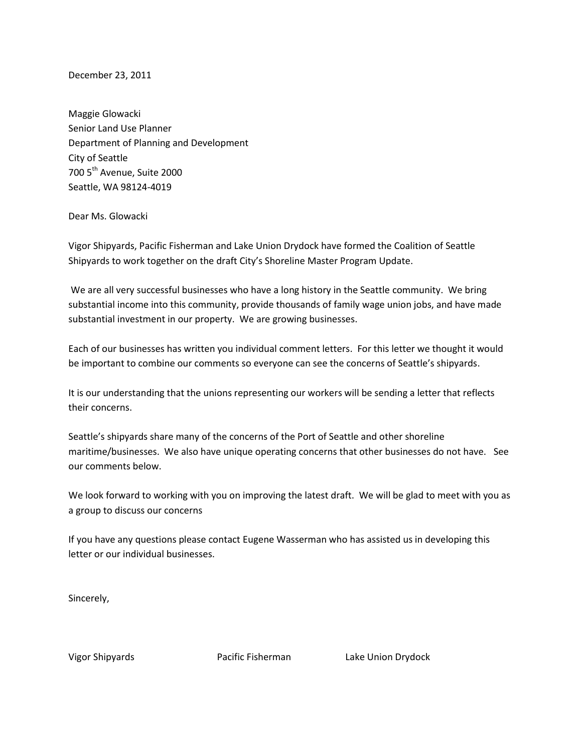December 23, 2011

Maggie Glowacki
Senior Land Use Planner
Department of Planning and Development
City of Seattle
700 5th Avenue, Suite 2000
Seattle, WA 98124-4019

Dear Ms. Glowacki

Vigor Shipyards, Pacific Fisherman and Lake Union Drydock have formed the Coalition of Seattle Shipyards to work together on the draft City's Shoreline Master Program Update.

We are all very successful businesses who have a long history in the Seattle community. We bring substantial income into this community, provide thousands of family wage union jobs, and have made substantial investment in our property. We are growing businesses.

Each of our businesses has written you individual comment letters. For this letter we thought it would be important to combine our comments so everyone can see the concerns of Seattle's shipyards.

It is our understanding that the unions representing our workers will be sending a letter that reflects their concerns.

Seattle's shipyards share many of the concerns of the Port of Seattle and other shoreline maritime/businesses. We also have unique operating concerns that other businesses do not have. See our comments below.

We look forward to working with you on improving the latest draft. We will be glad to meet with you as a group to discuss our concerns

If you have any questions please contact Eugene Wasserman who has assisted us in developing this letter or our individual businesses.

Sincerely,

Vigor Shipyards          Pacific Fisherman          Lake Union Drydock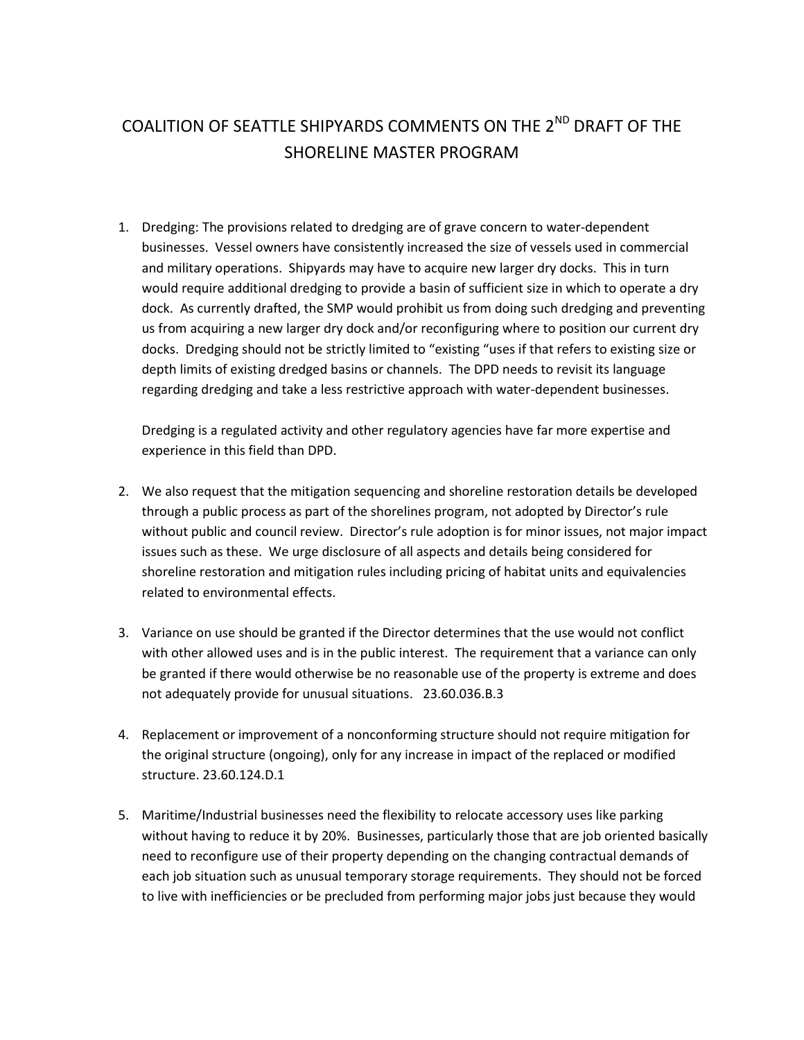# COALITION OF SEATTLE SHIPYARDS COMMENTS ON THE 2ND DRAFT OF THE SHORELINE MASTER PROGRAM

1. Dredging: The provisions related to dredging are of grave concern to water-dependent businesses. Vessel owners have consistently increased the size of vessels used in commercial and military operations. Shipyards may have to acquire new larger dry docks. This in turn would require additional dredging to provide a basin of sufficient size in which to operate a dry dock. As currently drafted, the SMP would prohibit us from doing such dredging and preventing us from acquiring a new larger dry dock and/or reconfiguring where to position our current dry docks. Dredging should not be strictly limited to "existing "uses if that refers to existing size or depth limits of existing dredged basins or channels. The DPD needs to revisit its language regarding dredging and take a less restrictive approach with water-dependent businesses.

   Dredging is a regulated activity and other regulatory agencies have far more expertise and experience in this field than DPD.

2. We also request that the mitigation sequencing and shoreline restoration details be developed through a public process as part of the shorelines program, not adopted by Director's rule without public and council review. Director's rule adoption is for minor issues, not major impact issues such as these. We urge disclosure of all aspects and details being considered for shoreline restoration and mitigation rules including pricing of habitat units and equivalencies related to environmental effects.

3. Variance on use should be granted if the Director determines that the use would not conflict with other allowed uses and is in the public interest. The requirement that a variance can only be granted if there would otherwise be no reasonable use of the property is extreme and does not adequately provide for unusual situations. 23.60.036.B.3

4. Replacement or improvement of a nonconforming structure should not require mitigation for the original structure (ongoing), only for any increase in impact of the replaced or modified structure. 23.60.124.D.1

5. Maritime/Industrial businesses need the flexibility to relocate accessory uses like parking without having to reduce it by 20%. Businesses, particularly those that are job oriented basically need to reconfigure use of their property depending on the changing contractual demands of each job situation such as unusual temporary storage requirements. They should not be forced to live with inefficiencies or be precluded from performing major jobs just because they would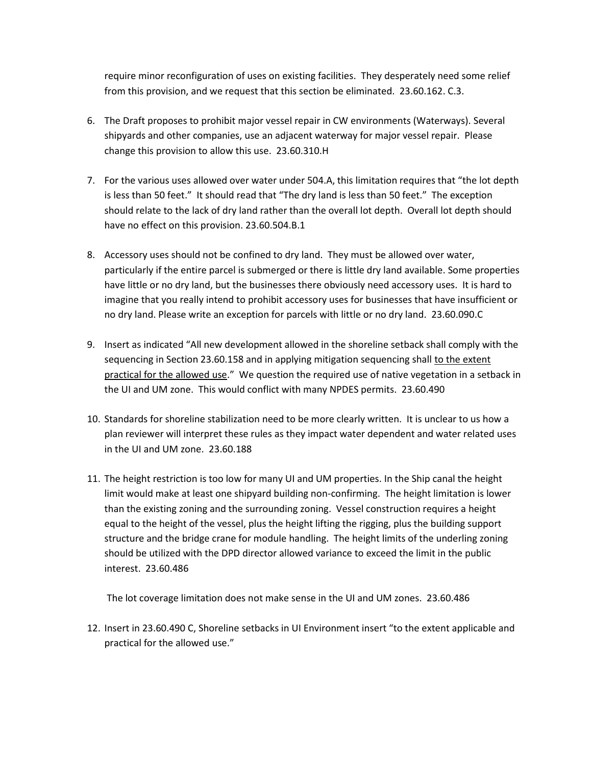require minor reconfiguration of uses on existing facilities. They desperately need some relief from this provision, and we request that this section be eliminated. 23.60.162. C.3.

6. The Draft proposes to prohibit major vessel repair in CW environments (Waterways). Several shipyards and other companies, use an adjacent waterway for major vessel repair. Please change this provision to allow this use. 23.60.310.H

7. For the various uses allowed over water under 504.A, this limitation requires that "the lot depth is less than 50 feet." It should read that "The dry land is less than 50 feet." The exception should relate to the lack of dry land rather than the overall lot depth. Overall lot depth should have no effect on this provision. 23.60.504.B.1

8. Accessory uses should not be confined to dry land. They must be allowed over water, particularly if the entire parcel is submerged or there is little dry land available. Some properties have little or no dry land, but the businesses there obviously need accessory uses. It is hard to imagine that you really intend to prohibit accessory uses for businesses that have insufficient or no dry land. Please write an exception for parcels with little or no dry land. 23.60.090.C

9. Insert as indicated "All new development allowed in the shoreline setback shall comply with the sequencing in Section 23.60.158 and in applying mitigation sequencing shall <u>to the extent practical for the allowed use</u>." We question the required use of native vegetation in a setback in the UI and UM zone. This would conflict with many NPDES permits. 23.60.490

10. Standards for shoreline stabilization need to be more clearly written. It is unclear to us how a plan reviewer will interpret these rules as they impact water dependent and water related uses in the UI and UM zone. 23.60.188

11. The height restriction is too low for many UI and UM properties. In the Ship canal the height limit would make at least one shipyard building non-confirming. The height limitation is lower than the existing zoning and the surrounding zoning. Vessel construction requires a height equal to the height of the vessel, plus the height lifting the rigging, plus the building support structure and the bridge crane for module handling. The height limits of the underling zoning should be utilized with the DPD director allowed variance to exceed the limit in the public interest. 23.60.486

    The lot coverage limitation does not make sense in the UI and UM zones. 23.60.486

12. Insert in 23.60.490 C, Shoreline setbacks in UI Environment insert "to the extent applicable and practical for the allowed use."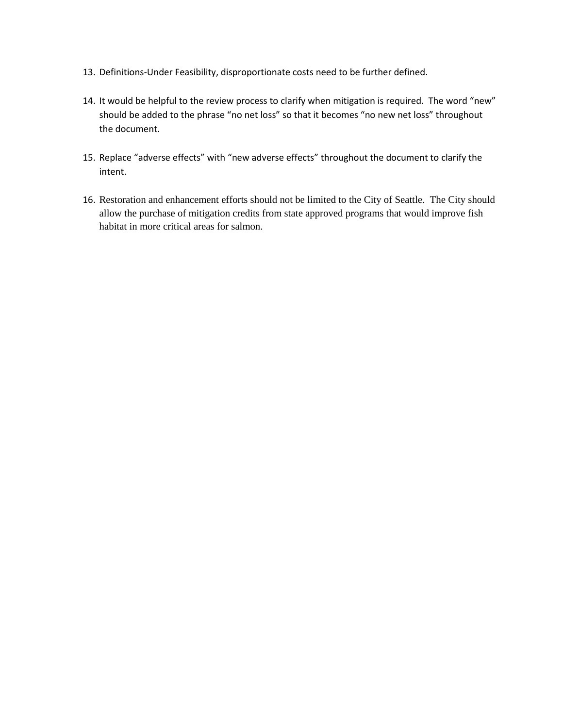13. Definitions-Under Feasibility, disproportionate costs need to be further defined.

14. It would be helpful to the review process to clarify when mitigation is required. The word "new" should be added to the phrase "no net loss" so that it becomes "no new net loss" throughout the document.

15. Replace "adverse effects" with "new adverse effects" throughout the document to clarify the intent.

16. Restoration and enhancement efforts should not be limited to the City of Seattle. The City should allow the purchase of mitigation credits from state approved programs that would improve fish habitat in more critical areas for salmon.